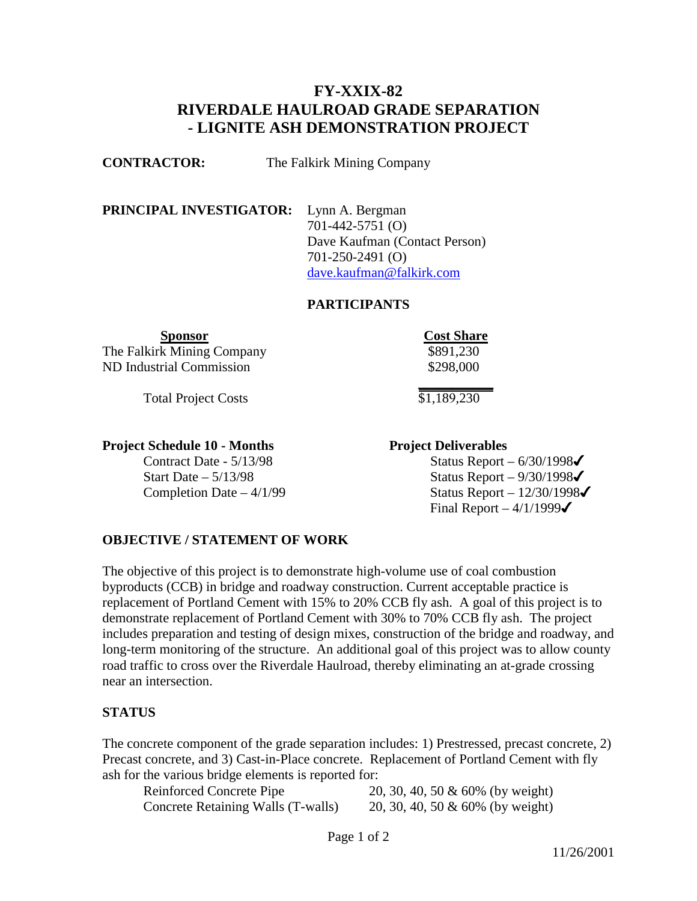# FY-XXIX-82
# RIVERDALE HAULROAD GRADE SEPARATION
# - LIGNITE ASH DEMONSTRATION PROJECT

**CONTRACTOR:** The Falkirk Mining Company

**PRINCIPAL INVESTIGATOR:** Lynn A. Bergman
701-442-5751 (O)
Dave Kaufman (Contact Person)
701-250-2491 (O)
dave.kaufman@falkirk.com

## PARTICIPANTS

| Sponsor | Cost Share |
|---|---|
| The Falkirk Mining Company | $891,230 |
| ND Industrial Commission | $298,000 |
| Total Project Costs | $1,189,230 |

**Project Schedule 10 - Months**

Contract Date - 5/13/98
Start Date – 5/13/98
Completion Date – 4/1/99

**Project Deliverables**

Status Report – 6/30/1998✓
Status Report – 9/30/1998✓
Status Report – 12/30/1998✓
Final Report – 4/1/1999✓

### OBJECTIVE / STATEMENT OF WORK

The objective of this project is to demonstrate high-volume use of coal combustion byproducts (CCB) in bridge and roadway construction. Current acceptable practice is replacement of Portland Cement with 15% to 20% CCB fly ash. A goal of this project is to demonstrate replacement of Portland Cement with 30% to 70% CCB fly ash. The project includes preparation and testing of design mixes, construction of the bridge and roadway, and long-term monitoring of the structure. An additional goal of this project was to allow county road traffic to cross over the Riverdale Haulroad, thereby eliminating an at-grade crossing near an intersection.

### STATUS

The concrete component of the grade separation includes: 1) Prestressed, precast concrete, 2) Precast concrete, and 3) Cast-in-Place concrete. Replacement of Portland Cement with fly ash for the various bridge elements is reported for:

| | |
|---|---|
| Reinforced Concrete Pipe | 20, 30, 40, 50 & 60% (by weight) |
| Concrete Retaining Walls (T-walls) | 20, 30, 40, 50 & 60% (by weight) |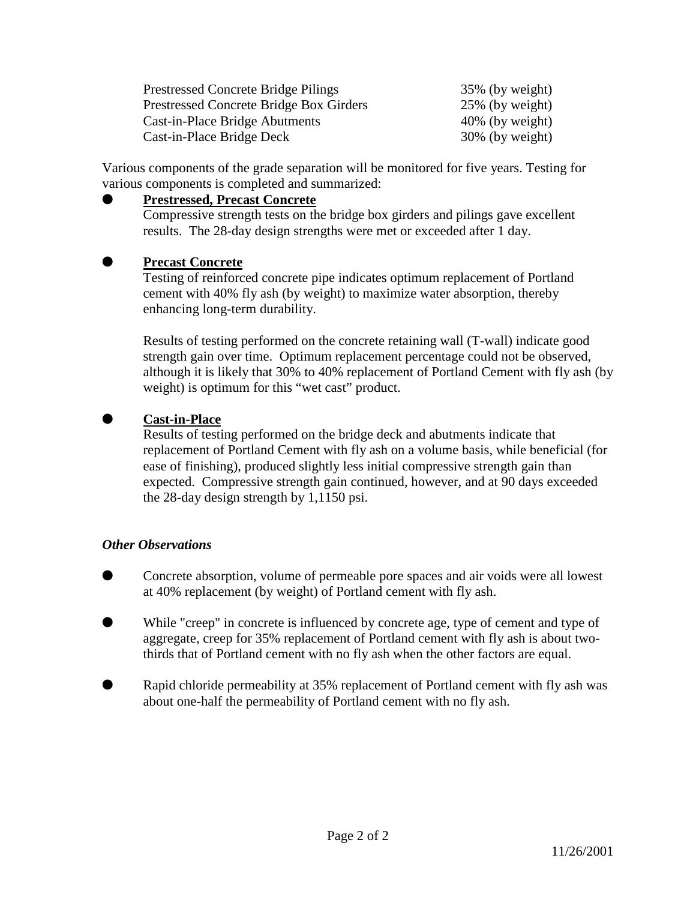| | |
|---|---|
| Prestressed Concrete Bridge Pilings | 35% (by weight) |
| Prestressed Concrete Bridge Box Girders | 25% (by weight) |
| Cast-in-Place Bridge Abutments | 40% (by weight) |
| Cast-in-Place Bridge Deck | 30% (by weight) |

Various components of the grade separation will be monitored for five years. Testing for various components is completed and summarized:

- **Prestressed, Precast Concrete**

  Compressive strength tests on the bridge box girders and pilings gave excellent results. The 28-day design strengths were met or exceeded after 1 day.

- **Precast Concrete**

  Testing of reinforced concrete pipe indicates optimum replacement of Portland cement with 40% fly ash (by weight) to maximize water absorption, thereby enhancing long-term durability.

  Results of testing performed on the concrete retaining wall (T-wall) indicate good strength gain over time. Optimum replacement percentage could not be observed, although it is likely that 30% to 40% replacement of Portland Cement with fly ash (by weight) is optimum for this "wet cast" product.

- **Cast-in-Place**

  Results of testing performed on the bridge deck and abutments indicate that replacement of Portland Cement with fly ash on a volume basis, while beneficial (for ease of finishing), produced slightly less initial compressive strength gain than expected. Compressive strength gain continued, however, and at 90 days exceeded the 28-day design strength by 1,1150 psi.

***Other Observations***

- Concrete absorption, volume of permeable pore spaces and air voids were all lowest at 40% replacement (by weight) of Portland cement with fly ash.

- While "creep" in concrete is influenced by concrete age, type of cement and type of aggregate, creep for 35% replacement of Portland cement with fly ash is about two-thirds that of Portland cement with no fly ash when the other factors are equal.

- Rapid chloride permeability at 35% replacement of Portland cement with fly ash was about one-half the permeability of Portland cement with no fly ash.

11/26/2001